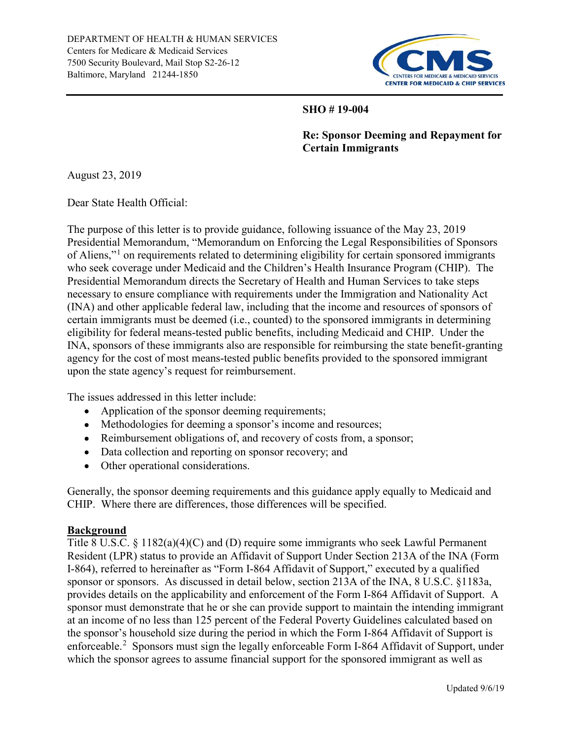DEPARTMENT OF HEALTH & HUMAN SERVICES
Centers for Medicare & Medicaid Services
7500 Security Boulevard, Mail Stop S2-26-12
Baltimore, Maryland 21244-1850

CENTERS FOR MEDICARE & MEDICAID SERVICES
CENTER FOR MEDICAID & CHIP SERVICES

**SHO # 19-004**

**Re: Sponsor Deeming and Repayment for Certain Immigrants**

August 23, 2019

Dear State Health Official:

The purpose of this letter is to provide guidance, following issuance of the May 23, 2019 Presidential Memorandum, "Memorandum on Enforcing the Legal Responsibilities of Sponsors of Aliens,"[1] on requirements related to determining eligibility for certain sponsored immigrants who seek coverage under Medicaid and the Children's Health Insurance Program (CHIP). The Presidential Memorandum directs the Secretary of Health and Human Services to take steps necessary to ensure compliance with requirements under the Immigration and Nationality Act (INA) and other applicable federal law, including that the income and resources of sponsors of certain immigrants must be deemed (i.e., counted) to the sponsored immigrants in determining eligibility for federal means-tested public benefits, including Medicaid and CHIP. Under the INA, sponsors of these immigrants also are responsible for reimbursing the state benefit-granting agency for the cost of most means-tested public benefits provided to the sponsored immigrant upon the state agency's request for reimbursement.

The issues addressed in this letter include:

- Application of the sponsor deeming requirements;
- Methodologies for deeming a sponsor's income and resources;
- Reimbursement obligations of, and recovery of costs from, a sponsor;
- Data collection and reporting on sponsor recovery; and
- Other operational considerations.

Generally, the sponsor deeming requirements and this guidance apply equally to Medicaid and CHIP. Where there are differences, those differences will be specified.

## Background

Title 8 U.S.C. § 1182(a)(4)(C) and (D) require some immigrants who seek Lawful Permanent Resident (LPR) status to provide an Affidavit of Support Under Section 213A of the INA (Form I-864), referred to hereinafter as "Form I-864 Affidavit of Support," executed by a qualified sponsor or sponsors. As discussed in detail below, section 213A of the INA, 8 U.S.C. §1183a, provides details on the applicability and enforcement of the Form I-864 Affidavit of Support. A sponsor must demonstrate that he or she can provide support to maintain the intending immigrant at an income of no less than 125 percent of the Federal Poverty Guidelines calculated based on the sponsor's household size during the period in which the Form I-864 Affidavit of Support is enforceable.[2] Sponsors must sign the legally enforceable Form I-864 Affidavit of Support, under which the sponsor agrees to assume financial support for the sponsored immigrant as well as

Updated 9/6/19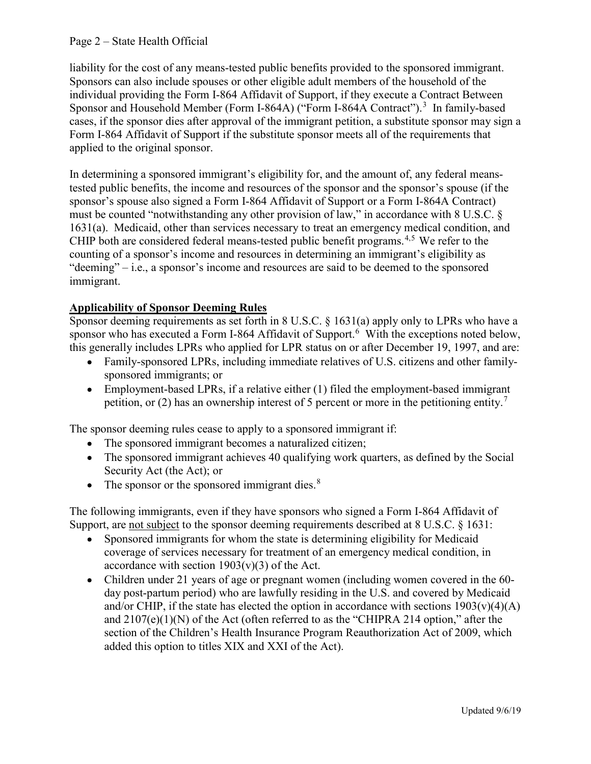liability for the cost of any means-tested public benefits provided to the sponsored immigrant. Sponsors can also include spouses or other eligible adult members of the household of the individual providing the Form I-864 Affidavit of Support, if they execute a Contract Between Sponsor and Household Member (Form I-864A) ("Form I-864A Contract").[3] In family-based cases, if the sponsor dies after approval of the immigrant petition, a substitute sponsor may sign a Form I-864 Affidavit of Support if the substitute sponsor meets all of the requirements that applied to the original sponsor.

In determining a sponsored immigrant's eligibility for, and the amount of, any federal means-tested public benefits, the income and resources of the sponsor and the sponsor's spouse (if the sponsor's spouse also signed a Form I-864 Affidavit of Support or a Form I-864A Contract) must be counted "notwithstanding any other provision of law," in accordance with 8 U.S.C. § 1631(a). Medicaid, other than services necessary to treat an emergency medical condition, and CHIP both are considered federal means-tested public benefit programs.[4,5] We refer to the counting of a sponsor's income and resources in determining an immigrant's eligibility as "deeming" – i.e., a sponsor's income and resources are said to be deemed to the sponsored immigrant.

**Applicability of Sponsor Deeming Rules**

Sponsor deeming requirements as set forth in 8 U.S.C. § 1631(a) apply only to LPRs who have a sponsor who has executed a Form I-864 Affidavit of Support.[6] With the exceptions noted below, this generally includes LPRs who applied for LPR status on or after December 19, 1997, and are:

- Family-sponsored LPRs, including immediate relatives of U.S. citizens and other family-sponsored immigrants; or
- Employment-based LPRs, if a relative either (1) filed the employment-based immigrant petition, or (2) has an ownership interest of 5 percent or more in the petitioning entity.[7]

The sponsor deeming rules cease to apply to a sponsored immigrant if:

- The sponsored immigrant becomes a naturalized citizen;
- The sponsored immigrant achieves 40 qualifying work quarters, as defined by the Social Security Act (the Act); or
- The sponsor or the sponsored immigrant dies.[8]

The following immigrants, even if they have sponsors who signed a Form I-864 Affidavit of Support, are not subject to the sponsor deeming requirements described at 8 U.S.C. § 1631:

- Sponsored immigrants for whom the state is determining eligibility for Medicaid coverage of services necessary for treatment of an emergency medical condition, in accordance with section 1903(v)(3) of the Act.
- Children under 21 years of age or pregnant women (including women covered in the 60-day post-partum period) who are lawfully residing in the U.S. and covered by Medicaid and/or CHIP, if the state has elected the option in accordance with sections 1903(v)(4)(A) and 2107(e)(1)(N) of the Act (often referred to as the "CHIPRA 214 option," after the section of the Children's Health Insurance Program Reauthorization Act of 2009, which added this option to titles XIX and XXI of the Act).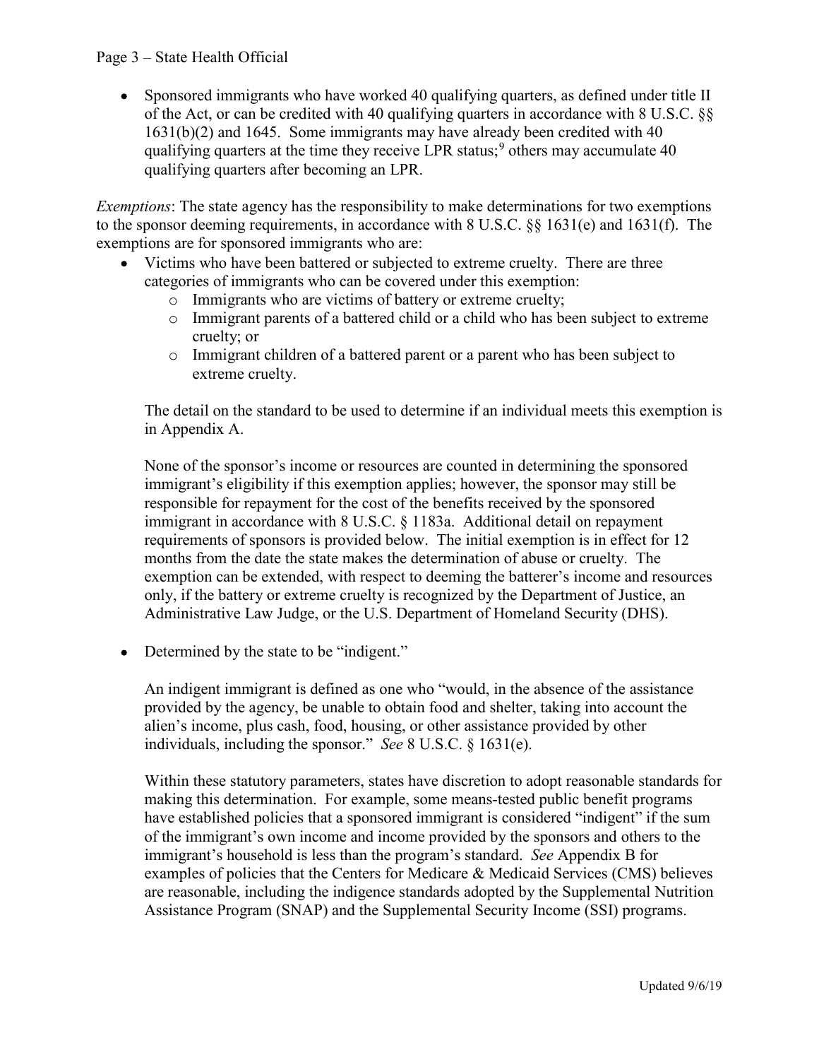- Sponsored immigrants who have worked 40 qualifying quarters, as defined under title II of the Act, or can be credited with 40 qualifying quarters in accordance with 8 U.S.C. §§ 1631(b)(2) and 1645. Some immigrants may have already been credited with 40 qualifying quarters at the time they receive LPR status;[9] others may accumulate 40 qualifying quarters after becoming an LPR.

*Exemptions*: The state agency has the responsibility to make determinations for two exemptions to the sponsor deeming requirements, in accordance with 8 U.S.C. §§ 1631(e) and 1631(f). The exemptions are for sponsored immigrants who are:

- Victims who have been battered or subjected to extreme cruelty. There are three categories of immigrants who can be covered under this exemption:
  - Immigrants who are victims of battery or extreme cruelty;
  - Immigrant parents of a battered child or a child who has been subject to extreme cruelty; or
  - Immigrant children of a battered parent or a parent who has been subject to extreme cruelty.

  The detail on the standard to be used to determine if an individual meets this exemption is in Appendix A.

  None of the sponsor's income or resources are counted in determining the sponsored immigrant's eligibility if this exemption applies; however, the sponsor may still be responsible for repayment for the cost of the benefits received by the sponsored immigrant in accordance with 8 U.S.C. § 1183a. Additional detail on repayment requirements of sponsors is provided below. The initial exemption is in effect for 12 months from the date the state makes the determination of abuse or cruelty. The exemption can be extended, with respect to deeming the batterer's income and resources only, if the battery or extreme cruelty is recognized by the Department of Justice, an Administrative Law Judge, or the U.S. Department of Homeland Security (DHS).

- Determined by the state to be "indigent."

  An indigent immigrant is defined as one who "would, in the absence of the assistance provided by the agency, be unable to obtain food and shelter, taking into account the alien's income, plus cash, food, housing, or other assistance provided by other individuals, including the sponsor." *See* 8 U.S.C. § 1631(e).

  Within these statutory parameters, states have discretion to adopt reasonable standards for making this determination. For example, some means-tested public benefit programs have established policies that a sponsored immigrant is considered "indigent" if the sum of the immigrant's own income and income provided by the sponsors and others to the immigrant's household is less than the program's standard. *See* Appendix B for examples of policies that the Centers for Medicare & Medicaid Services (CMS) believes are reasonable, including the indigence standards adopted by the Supplemental Nutrition Assistance Program (SNAP) and the Supplemental Security Income (SSI) programs.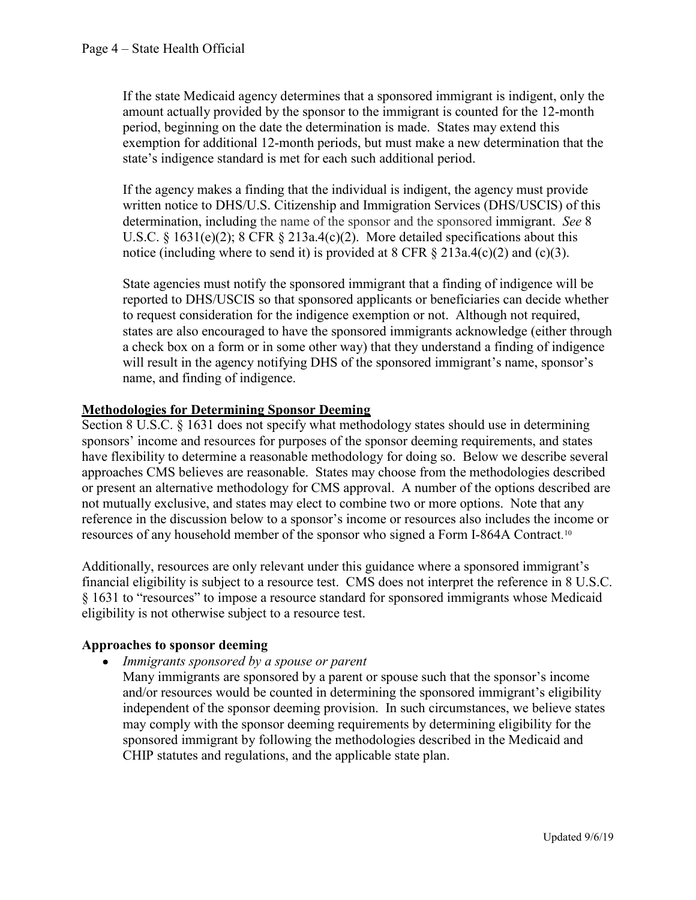If the state Medicaid agency determines that a sponsored immigrant is indigent, only the amount actually provided by the sponsor to the immigrant is counted for the 12-month period, beginning on the date the determination is made. States may extend this exemption for additional 12-month periods, but must make a new determination that the state's indigence standard is met for each such additional period.

If the agency makes a finding that the individual is indigent, the agency must provide written notice to DHS/U.S. Citizenship and Immigration Services (DHS/USCIS) of this determination, including the name of the sponsor and the sponsored immigrant. *See* 8 U.S.C. § 1631(e)(2); 8 CFR § 213a.4(c)(2). More detailed specifications about this notice (including where to send it) is provided at 8 CFR § 213a.4(c)(2) and (c)(3).

State agencies must notify the sponsored immigrant that a finding of indigence will be reported to DHS/USCIS so that sponsored applicants or beneficiaries can decide whether to request consideration for the indigence exemption or not. Although not required, states are also encouraged to have the sponsored immigrants acknowledge (either through a check box on a form or in some other way) that they understand a finding of indigence will result in the agency notifying DHS of the sponsored immigrant's name, sponsor's name, and finding of indigence.

## Methodologies for Determining Sponsor Deeming

Section 8 U.S.C. § 1631 does not specify what methodology states should use in determining sponsors' income and resources for purposes of the sponsor deeming requirements, and states have flexibility to determine a reasonable methodology for doing so. Below we describe several approaches CMS believes are reasonable. States may choose from the methodologies described or present an alternative methodology for CMS approval. A number of the options described are not mutually exclusive, and states may elect to combine two or more options. Note that any reference in the discussion below to a sponsor's income or resources also includes the income or resources of any household member of the sponsor who signed a Form I-864A Contract.[10]

Additionally, resources are only relevant under this guidance where a sponsored immigrant's financial eligibility is subject to a resource test. CMS does not interpret the reference in 8 U.S.C. § 1631 to "resources" to impose a resource standard for sponsored immigrants whose Medicaid eligibility is not otherwise subject to a resource test.

### Approaches to sponsor deeming

- *Immigrants sponsored by a spouse or parent*

  Many immigrants are sponsored by a parent or spouse such that the sponsor's income and/or resources would be counted in determining the sponsored immigrant's eligibility independent of the sponsor deeming provision. In such circumstances, we believe states may comply with the sponsor deeming requirements by determining eligibility for the sponsored immigrant by following the methodologies described in the Medicaid and CHIP statutes and regulations, and the applicable state plan.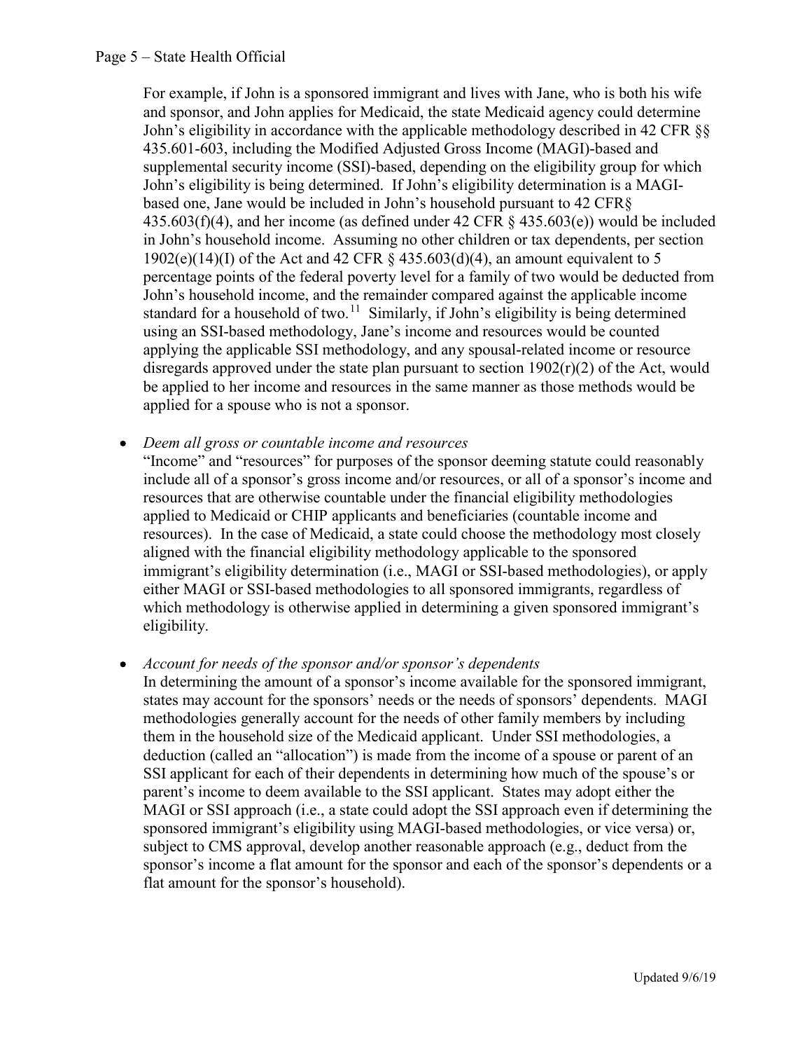For example, if John is a sponsored immigrant and lives with Jane, who is both his wife and sponsor, and John applies for Medicaid, the state Medicaid agency could determine John's eligibility in accordance with the applicable methodology described in 42 CFR §§ 435.601-603, including the Modified Adjusted Gross Income (MAGI)-based and supplemental security income (SSI)-based, depending on the eligibility group for which John's eligibility is being determined. If John's eligibility determination is a MAGI-based one, Jane would be included in John's household pursuant to 42 CFR§ 435.603(f)(4), and her income (as defined under 42 CFR § 435.603(e)) would be included in John's household income. Assuming no other children or tax dependents, per section 1902(e)(14)(I) of the Act and 42 CFR § 435.603(d)(4), an amount equivalent to 5 percentage points of the federal poverty level for a family of two would be deducted from John's household income, and the remainder compared against the applicable income standard for a household of two.[11] Similarly, if John's eligibility is being determined using an SSI-based methodology, Jane's income and resources would be counted applying the applicable SSI methodology, and any spousal-related income or resource disregards approved under the state plan pursuant to section 1902(r)(2) of the Act, would be applied to her income and resources in the same manner as those methods would be applied for a spouse who is not a sponsor.

- *Deem all gross or countable income and resources*
  "Income" and "resources" for purposes of the sponsor deeming statute could reasonably include all of a sponsor's gross income and/or resources, or all of a sponsor's income and resources that are otherwise countable under the financial eligibility methodologies applied to Medicaid or CHIP applicants and beneficiaries (countable income and resources). In the case of Medicaid, a state could choose the methodology most closely aligned with the financial eligibility methodology applicable to the sponsored immigrant's eligibility determination (i.e., MAGI or SSI-based methodologies), or apply either MAGI or SSI-based methodologies to all sponsored immigrants, regardless of which methodology is otherwise applied in determining a given sponsored immigrant's eligibility.

- *Account for needs of the sponsor and/or sponsor's dependents*
  In determining the amount of a sponsor's income available for the sponsored immigrant, states may account for the sponsors' needs or the needs of sponsors' dependents. MAGI methodologies generally account for the needs of other family members by including them in the household size of the Medicaid applicant. Under SSI methodologies, a deduction (called an "allocation") is made from the income of a spouse or parent of an SSI applicant for each of their dependents in determining how much of the spouse's or parent's income to deem available to the SSI applicant. States may adopt either the MAGI or SSI approach (i.e., a state could adopt the SSI approach even if determining the sponsored immigrant's eligibility using MAGI-based methodologies, or vice versa) or, subject to CMS approval, develop another reasonable approach (e.g., deduct from the sponsor's income a flat amount for the sponsor and each of the sponsor's dependents or a flat amount for the sponsor's household).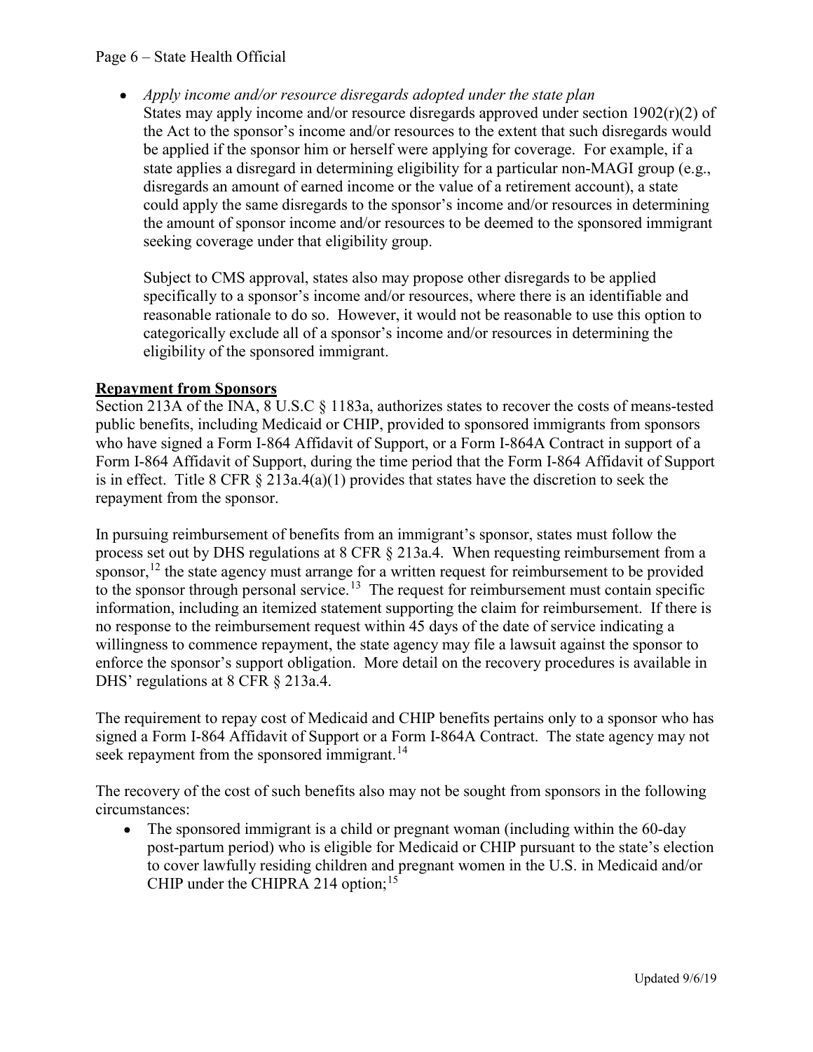- *Apply income and/or resource disregards adopted under the state plan*
  States may apply income and/or resource disregards approved under section 1902(r)(2) of the Act to the sponsor's income and/or resources to the extent that such disregards would be applied if the sponsor him or herself were applying for coverage. For example, if a state applies a disregard in determining eligibility for a particular non-MAGI group (e.g., disregards an amount of earned income or the value of a retirement account), a state could apply the same disregards to the sponsor's income and/or resources in determining the amount of sponsor income and/or resources to be deemed to the sponsored immigrant seeking coverage under that eligibility group.

  Subject to CMS approval, states also may propose other disregards to be applied specifically to a sponsor's income and/or resources, where there is an identifiable and reasonable rationale to do so. However, it would not be reasonable to use this option to categorically exclude all of a sponsor's income and/or resources in determining the eligibility of the sponsored immigrant.

**Repayment from Sponsors**

Section 213A of the INA, 8 U.S.C § 1183a, authorizes states to recover the costs of means-tested public benefits, including Medicaid or CHIP, provided to sponsored immigrants from sponsors who have signed a Form I-864 Affidavit of Support, or a Form I-864A Contract in support of a Form I-864 Affidavit of Support, during the time period that the Form I-864 Affidavit of Support is in effect. Title 8 CFR § 213a.4(a)(1) provides that states have the discretion to seek the repayment from the sponsor.

In pursuing reimbursement of benefits from an immigrant's sponsor, states must follow the process set out by DHS regulations at 8 CFR § 213a.4. When requesting reimbursement from a sponsor,[12] the state agency must arrange for a written request for reimbursement to be provided to the sponsor through personal service.[13] The request for reimbursement must contain specific information, including an itemized statement supporting the claim for reimbursement. If there is no response to the reimbursement request within 45 days of the date of service indicating a willingness to commence repayment, the state agency may file a lawsuit against the sponsor to enforce the sponsor's support obligation. More detail on the recovery procedures is available in DHS' regulations at 8 CFR § 213a.4.

The requirement to repay cost of Medicaid and CHIP benefits pertains only to a sponsor who has signed a Form I-864 Affidavit of Support or a Form I-864A Contract. The state agency may not seek repayment from the sponsored immigrant.[14]

The recovery of the cost of such benefits also may not be sought from sponsors in the following circumstances:

- The sponsored immigrant is a child or pregnant woman (including within the 60-day post-partum period) who is eligible for Medicaid or CHIP pursuant to the state's election to cover lawfully residing children and pregnant women in the U.S. in Medicaid and/or CHIP under the CHIPRA 214 option;[15]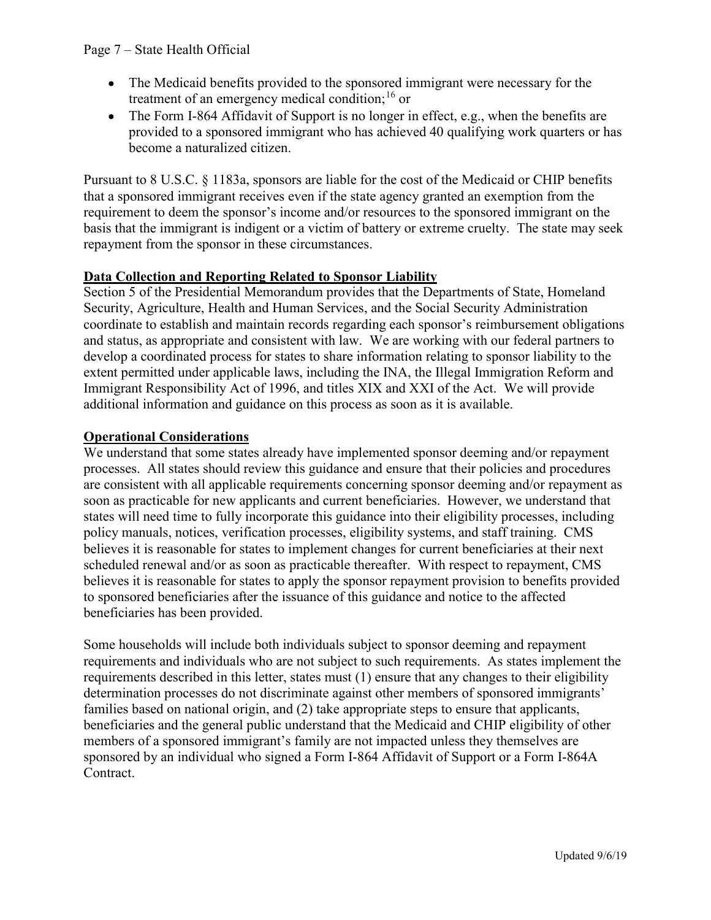- The Medicaid benefits provided to the sponsored immigrant were necessary for the treatment of an emergency medical condition;[16] or
- The Form I-864 Affidavit of Support is no longer in effect, e.g., when the benefits are provided to a sponsored immigrant who has achieved 40 qualifying work quarters or has become a naturalized citizen.

Pursuant to 8 U.S.C. § 1183a, sponsors are liable for the cost of the Medicaid or CHIP benefits that a sponsored immigrant receives even if the state agency granted an exemption from the requirement to deem the sponsor's income and/or resources to the sponsored immigrant on the basis that the immigrant is indigent or a victim of battery or extreme cruelty. The state may seek repayment from the sponsor in these circumstances.

**Data Collection and Reporting Related to Sponsor Liability**

Section 5 of the Presidential Memorandum provides that the Departments of State, Homeland Security, Agriculture, Health and Human Services, and the Social Security Administration coordinate to establish and maintain records regarding each sponsor's reimbursement obligations and status, as appropriate and consistent with law. We are working with our federal partners to develop a coordinated process for states to share information relating to sponsor liability to the extent permitted under applicable laws, including the INA, the Illegal Immigration Reform and Immigrant Responsibility Act of 1996, and titles XIX and XXI of the Act. We will provide additional information and guidance on this process as soon as it is available.

**Operational Considerations**

We understand that some states already have implemented sponsor deeming and/or repayment processes. All states should review this guidance and ensure that their policies and procedures are consistent with all applicable requirements concerning sponsor deeming and/or repayment as soon as practicable for new applicants and current beneficiaries. However, we understand that states will need time to fully incorporate this guidance into their eligibility processes, including policy manuals, notices, verification processes, eligibility systems, and staff training. CMS believes it is reasonable for states to implement changes for current beneficiaries at their next scheduled renewal and/or as soon as practicable thereafter. With respect to repayment, CMS believes it is reasonable for states to apply the sponsor repayment provision to benefits provided to sponsored beneficiaries after the issuance of this guidance and notice to the affected beneficiaries has been provided.

Some households will include both individuals subject to sponsor deeming and repayment requirements and individuals who are not subject to such requirements. As states implement the requirements described in this letter, states must (1) ensure that any changes to their eligibility determination processes do not discriminate against other members of sponsored immigrants' families based on national origin, and (2) take appropriate steps to ensure that applicants, beneficiaries and the general public understand that the Medicaid and CHIP eligibility of other members of a sponsored immigrant's family are not impacted unless they themselves are sponsored by an individual who signed a Form I-864 Affidavit of Support or a Form I-864A Contract.

Updated 9/6/19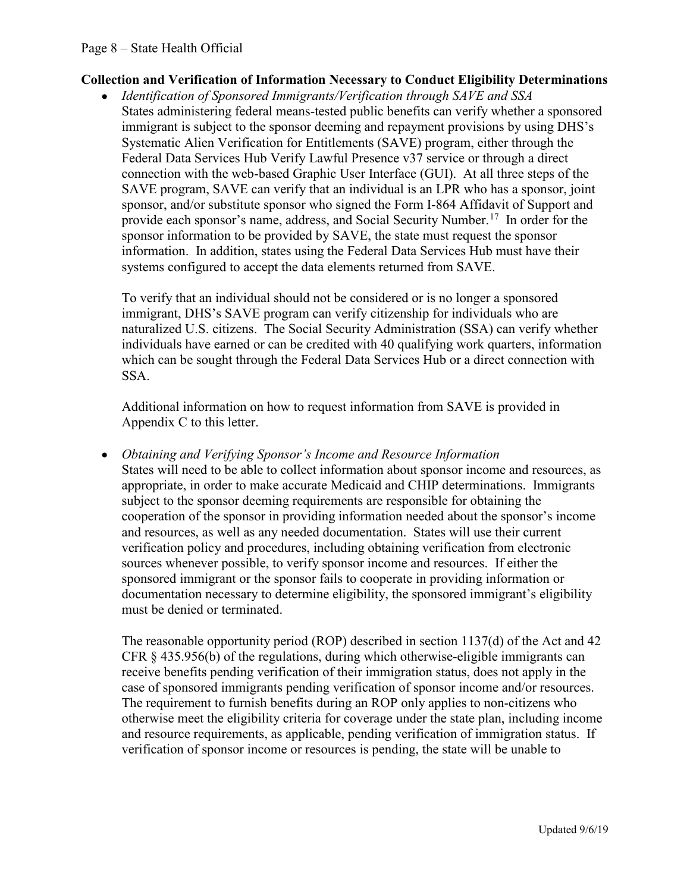**Collection and Verification of Information Necessary to Conduct Eligibility Determinations**

- *Identification of Sponsored Immigrants/Verification through SAVE and SSA*
  States administering federal means-tested public benefits can verify whether a sponsored immigrant is subject to the sponsor deeming and repayment provisions by using DHS's Systematic Alien Verification for Entitlements (SAVE) program, either through the Federal Data Services Hub Verify Lawful Presence v37 service or through a direct connection with the web-based Graphic User Interface (GUI). At all three steps of the SAVE program, SAVE can verify that an individual is an LPR who has a sponsor, joint sponsor, and/or substitute sponsor who signed the Form I-864 Affidavit of Support and provide each sponsor's name, address, and Social Security Number.[17] In order for the sponsor information to be provided by SAVE, the state must request the sponsor information. In addition, states using the Federal Data Services Hub must have their systems configured to accept the data elements returned from SAVE.

  To verify that an individual should not be considered or is no longer a sponsored immigrant, DHS's SAVE program can verify citizenship for individuals who are naturalized U.S. citizens. The Social Security Administration (SSA) can verify whether individuals have earned or can be credited with 40 qualifying work quarters, information which can be sought through the Federal Data Services Hub or a direct connection with SSA.

  Additional information on how to request information from SAVE is provided in Appendix C to this letter.

- *Obtaining and Verifying Sponsor's Income and Resource Information*
  States will need to be able to collect information about sponsor income and resources, as appropriate, in order to make accurate Medicaid and CHIP determinations. Immigrants subject to the sponsor deeming requirements are responsible for obtaining the cooperation of the sponsor in providing information needed about the sponsor's income and resources, as well as any needed documentation. States will use their current verification policy and procedures, including obtaining verification from electronic sources whenever possible, to verify sponsor income and resources. If either the sponsored immigrant or the sponsor fails to cooperate in providing information or documentation necessary to determine eligibility, the sponsored immigrant's eligibility must be denied or terminated.

  The reasonable opportunity period (ROP) described in section 1137(d) of the Act and 42 CFR § 435.956(b) of the regulations, during which otherwise-eligible immigrants can receive benefits pending verification of their immigration status, does not apply in the case of sponsored immigrants pending verification of sponsor income and/or resources. The requirement to furnish benefits during an ROP only applies to non-citizens who otherwise meet the eligibility criteria for coverage under the state plan, including income and resource requirements, as applicable, pending verification of immigration status. If verification of sponsor income or resources is pending, the state will be unable to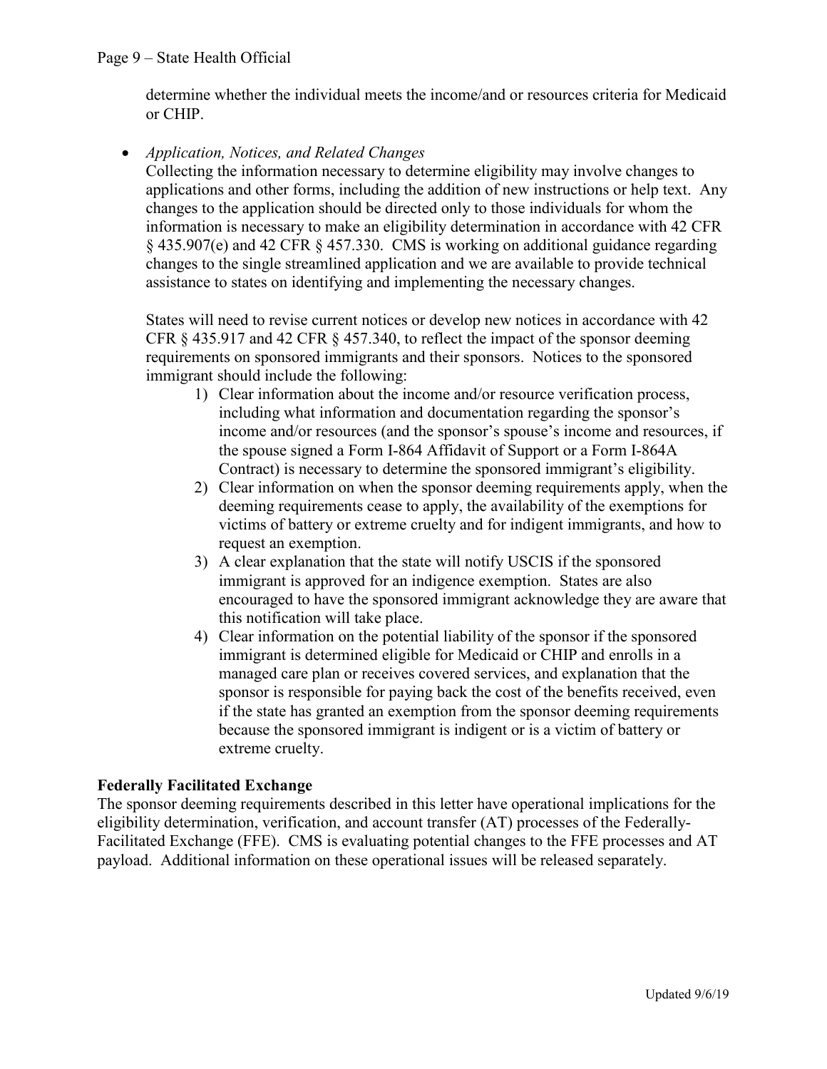determine whether the individual meets the income/and or resources criteria for Medicaid or CHIP.

- *Application, Notices, and Related Changes*
  Collecting the information necessary to determine eligibility may involve changes to applications and other forms, including the addition of new instructions or help text. Any changes to the application should be directed only to those individuals for whom the information is necessary to make an eligibility determination in accordance with 42 CFR § 435.907(e) and 42 CFR § 457.330. CMS is working on additional guidance regarding changes to the single streamlined application and we are available to provide technical assistance to states on identifying and implementing the necessary changes.

  States will need to revise current notices or develop new notices in accordance with 42 CFR § 435.917 and 42 CFR § 457.340, to reflect the impact of the sponsor deeming requirements on sponsored immigrants and their sponsors. Notices to the sponsored immigrant should include the following:

  1) Clear information about the income and/or resource verification process, including what information and documentation regarding the sponsor's income and/or resources (and the sponsor's spouse's income and resources, if the spouse signed a Form I-864 Affidavit of Support or a Form I-864A Contract) is necessary to determine the sponsored immigrant's eligibility.
  2) Clear information on when the sponsor deeming requirements apply, when the deeming requirements cease to apply, the availability of the exemptions for victims of battery or extreme cruelty and for indigent immigrants, and how to request an exemption.
  3) A clear explanation that the state will notify USCIS if the sponsored immigrant is approved for an indigence exemption. States are also encouraged to have the sponsored immigrant acknowledge they are aware that this notification will take place.
  4) Clear information on the potential liability of the sponsor if the sponsored immigrant is determined eligible for Medicaid or CHIP and enrolls in a managed care plan or receives covered services, and explanation that the sponsor is responsible for paying back the cost of the benefits received, even if the state has granted an exemption from the sponsor deeming requirements because the sponsored immigrant is indigent or is a victim of battery or extreme cruelty.

**Federally Facilitated Exchange**

The sponsor deeming requirements described in this letter have operational implications for the eligibility determination, verification, and account transfer (AT) processes of the Federally-Facilitated Exchange (FFE). CMS is evaluating potential changes to the FFE processes and AT payload. Additional information on these operational issues will be released separately.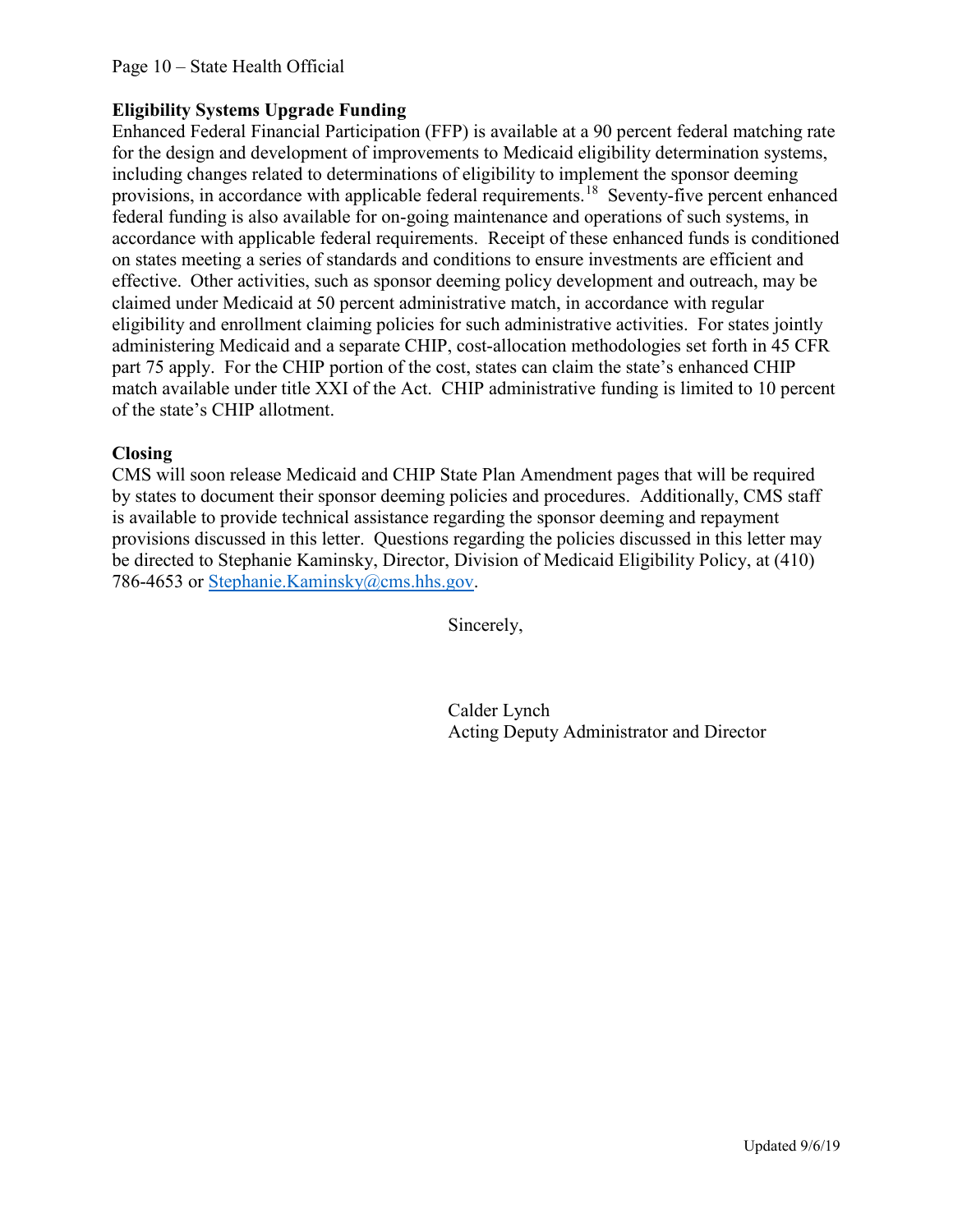**Eligibility Systems Upgrade Funding**

Enhanced Federal Financial Participation (FFP) is available at a 90 percent federal matching rate for the design and development of improvements to Medicaid eligibility determination systems, including changes related to determinations of eligibility to implement the sponsor deeming provisions, in accordance with applicable federal requirements.[18] Seventy-five percent enhanced federal funding is also available for on-going maintenance and operations of such systems, in accordance with applicable federal requirements. Receipt of these enhanced funds is conditioned on states meeting a series of standards and conditions to ensure investments are efficient and effective. Other activities, such as sponsor deeming policy development and outreach, may be claimed under Medicaid at 50 percent administrative match, in accordance with regular eligibility and enrollment claiming policies for such administrative activities. For states jointly administering Medicaid and a separate CHIP, cost-allocation methodologies set forth in 45 CFR part 75 apply. For the CHIP portion of the cost, states can claim the state's enhanced CHIP match available under title XXI of the Act. CHIP administrative funding is limited to 10 percent of the state's CHIP allotment.

**Closing**

CMS will soon release Medicaid and CHIP State Plan Amendment pages that will be required by states to document their sponsor deeming policies and procedures. Additionally, CMS staff is available to provide technical assistance regarding the sponsor deeming and repayment provisions discussed in this letter. Questions regarding the policies discussed in this letter may be directed to Stephanie Kaminsky, Director, Division of Medicaid Eligibility Policy, at (410) 786-4653 or Stephanie.Kaminsky@cms.hhs.gov.

Sincerely,

Calder Lynch
Acting Deputy Administrator and Director

Updated 9/6/19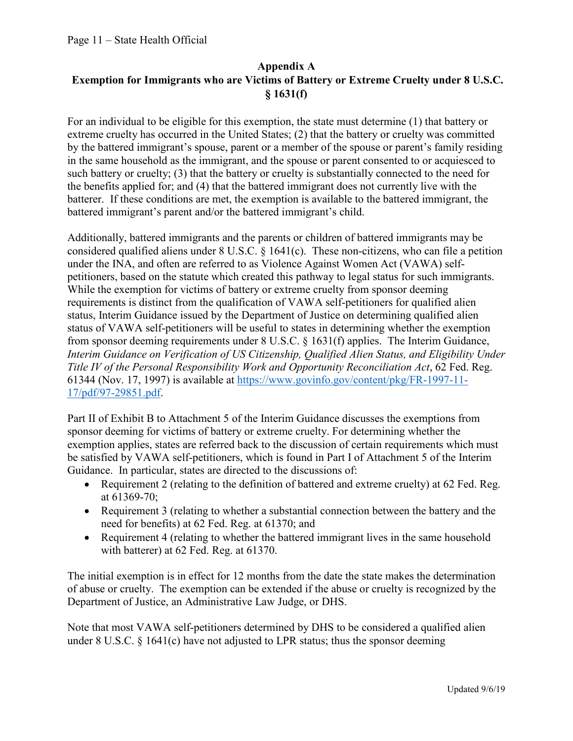## Appendix A
## Exemption for Immigrants who are Victims of Battery or Extreme Cruelty under 8 U.S.C. § 1631(f)

For an individual to be eligible for this exemption, the state must determine (1) that battery or extreme cruelty has occurred in the United States; (2) that the battery or cruelty was committed by the battered immigrant's spouse, parent or a member of the spouse or parent's family residing in the same household as the immigrant, and the spouse or parent consented to or acquiesced to such battery or cruelty; (3) that the battery or cruelty is substantially connected to the need for the benefits applied for; and (4) that the battered immigrant does not currently live with the batterer. If these conditions are met, the exemption is available to the battered immigrant, the battered immigrant's parent and/or the battered immigrant's child.

Additionally, battered immigrants and the parents or children of battered immigrants may be considered qualified aliens under 8 U.S.C. § 1641(c). These non-citizens, who can file a petition under the INA, and often are referred to as Violence Against Women Act (VAWA) self-petitioners, based on the statute which created this pathway to legal status for such immigrants. While the exemption for victims of battery or extreme cruelty from sponsor deeming requirements is distinct from the qualification of VAWA self-petitioners for qualified alien status, Interim Guidance issued by the Department of Justice on determining qualified alien status of VAWA self-petitioners will be useful to states in determining whether the exemption from sponsor deeming requirements under 8 U.S.C. § 1631(f) applies. The Interim Guidance, *Interim Guidance on Verification of US Citizenship, Qualified Alien Status, and Eligibility Under Title IV of the Personal Responsibility Work and Opportunity Reconciliation Act*, 62 Fed. Reg. 61344 (Nov. 17, 1997) is available at [https://www.govinfo.gov/content/pkg/FR-1997-11-17/pdf/97-29851.pdf](https://www.govinfo.gov/content/pkg/FR-1997-11-17/pdf/97-29851.pdf).

Part II of Exhibit B to Attachment 5 of the Interim Guidance discusses the exemptions from sponsor deeming for victims of battery or extreme cruelty. For determining whether the exemption applies, states are referred back to the discussion of certain requirements which must be satisfied by VAWA self-petitioners, which is found in Part I of Attachment 5 of the Interim Guidance. In particular, states are directed to the discussions of:

- Requirement 2 (relating to the definition of battered and extreme cruelty) at 62 Fed. Reg. at 61369-70;
- Requirement 3 (relating to whether a substantial connection between the battery and the need for benefits) at 62 Fed. Reg. at 61370; and
- Requirement 4 (relating to whether the battered immigrant lives in the same household with batterer) at 62 Fed. Reg. at 61370.

The initial exemption is in effect for 12 months from the date the state makes the determination of abuse or cruelty. The exemption can be extended if the abuse or cruelty is recognized by the Department of Justice, an Administrative Law Judge, or DHS.

Note that most VAWA self-petitioners determined by DHS to be considered a qualified alien under 8 U.S.C. § 1641(c) have not adjusted to LPR status; thus the sponsor deeming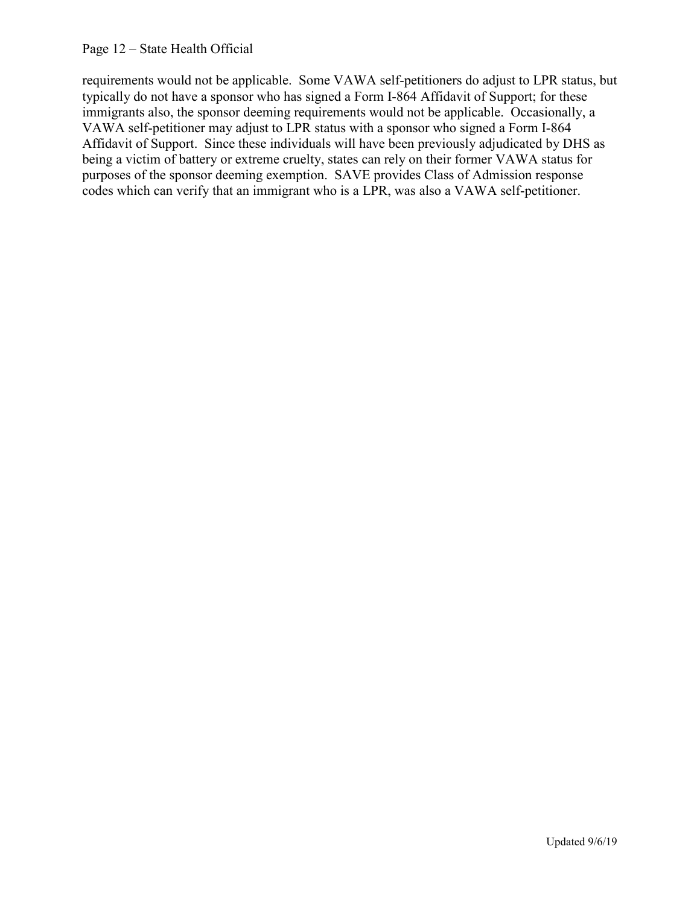requirements would not be applicable. Some VAWA self-petitioners do adjust to LPR status, but typically do not have a sponsor who has signed a Form I-864 Affidavit of Support; for these immigrants also, the sponsor deeming requirements would not be applicable. Occasionally, a VAWA self-petitioner may adjust to LPR status with a sponsor who signed a Form I-864 Affidavit of Support. Since these individuals will have been previously adjudicated by DHS as being a victim of battery or extreme cruelty, states can rely on their former VAWA status for purposes of the sponsor deeming exemption. SAVE provides Class of Admission response codes which can verify that an immigrant who is a LPR, was also a VAWA self-petitioner.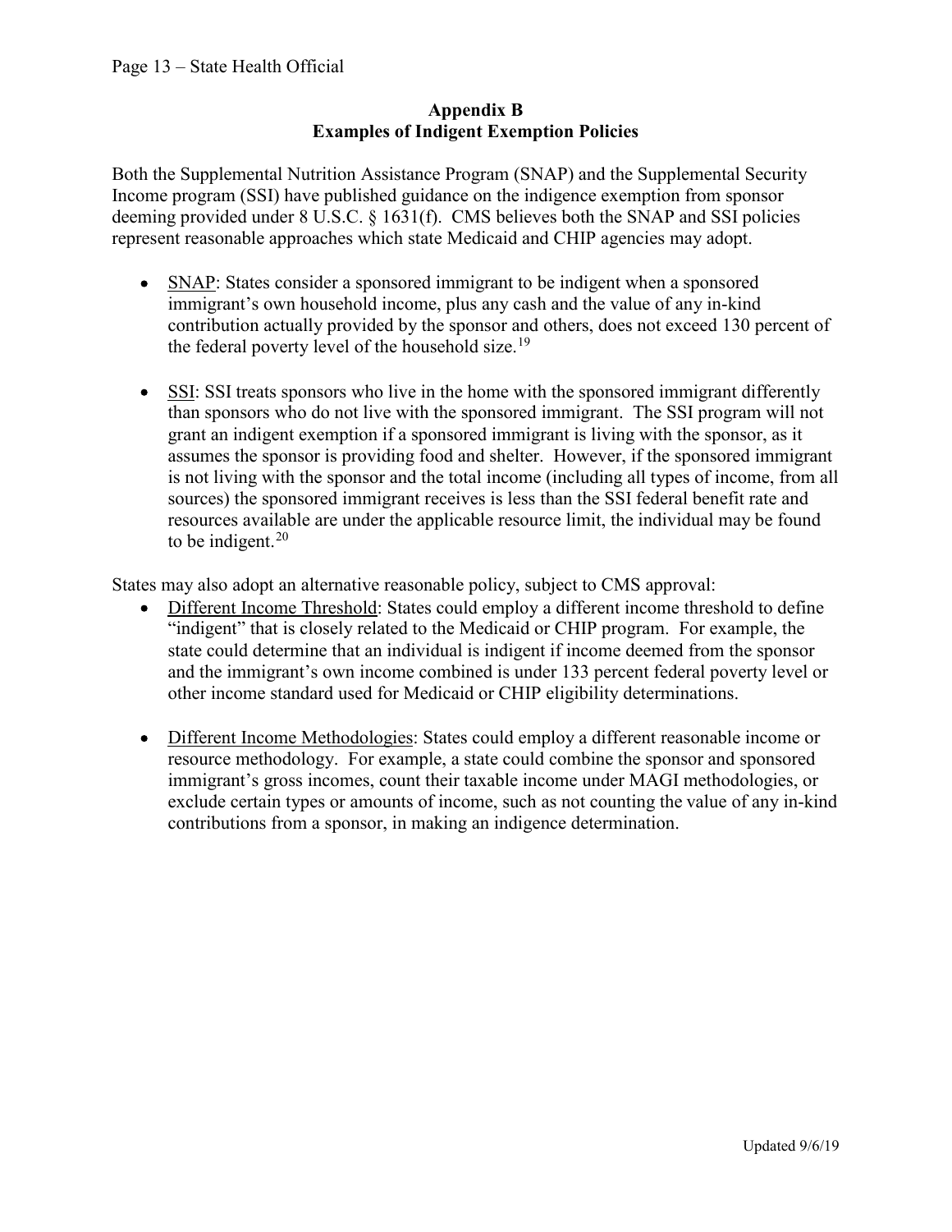## Appendix B
## Examples of Indigent Exemption Policies

Both the Supplemental Nutrition Assistance Program (SNAP) and the Supplemental Security Income program (SSI) have published guidance on the indigence exemption from sponsor deeming provided under 8 U.S.C. § 1631(f). CMS believes both the SNAP and SSI policies represent reasonable approaches which state Medicaid and CHIP agencies may adopt.

- SNAP: States consider a sponsored immigrant to be indigent when a sponsored immigrant's own household income, plus any cash and the value of any in-kind contribution actually provided by the sponsor and others, does not exceed 130 percent of the federal poverty level of the household size.[19]

- SSI: SSI treats sponsors who live in the home with the sponsored immigrant differently than sponsors who do not live with the sponsored immigrant. The SSI program will not grant an indigent exemption if a sponsored immigrant is living with the sponsor, as it assumes the sponsor is providing food and shelter. However, if the sponsored immigrant is not living with the sponsor and the total income (including all types of income, from all sources) the sponsored immigrant receives is less than the SSI federal benefit rate and resources available are under the applicable resource limit, the individual may be found to be indigent.[20]

States may also adopt an alternative reasonable policy, subject to CMS approval:

- Different Income Threshold: States could employ a different income threshold to define "indigent" that is closely related to the Medicaid or CHIP program. For example, the state could determine that an individual is indigent if income deemed from the sponsor and the immigrant's own income combined is under 133 percent federal poverty level or other income standard used for Medicaid or CHIP eligibility determinations.

- Different Income Methodologies: States could employ a different reasonable income or resource methodology. For example, a state could combine the sponsor and sponsored immigrant's gross incomes, count their taxable income under MAGI methodologies, or exclude certain types or amounts of income, such as not counting the value of any in-kind contributions from a sponsor, in making an indigence determination.

Updated 9/6/19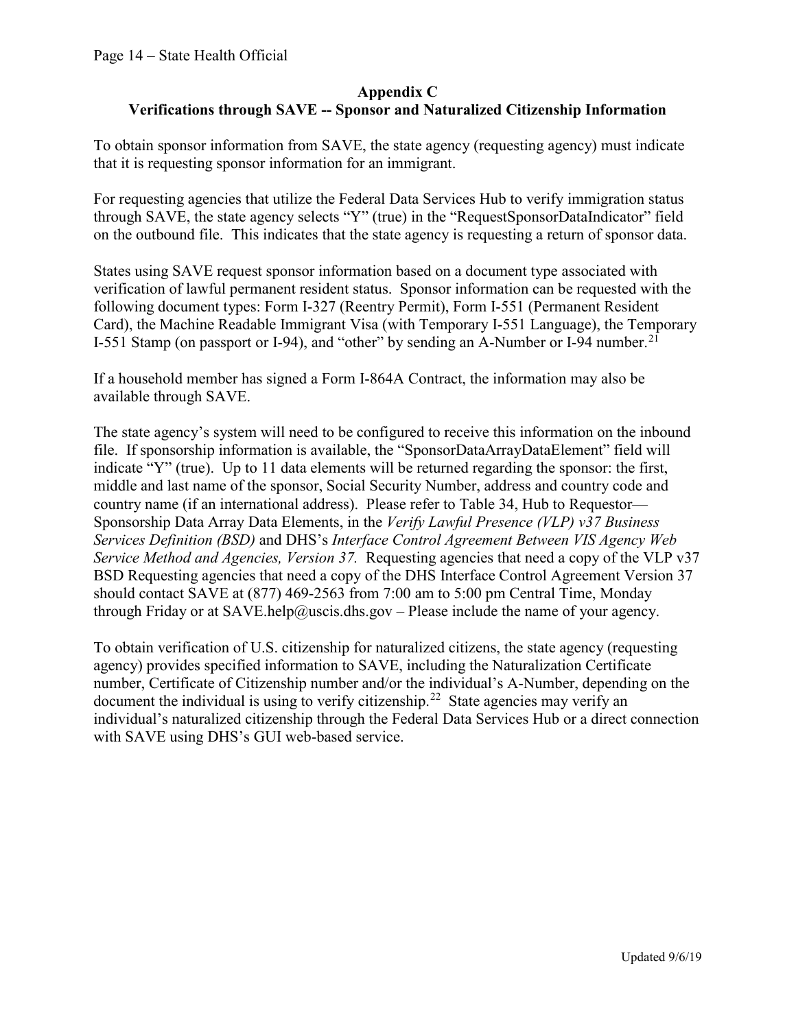## Appendix C
## Verifications through SAVE -- Sponsor and Naturalized Citizenship Information

To obtain sponsor information from SAVE, the state agency (requesting agency) must indicate that it is requesting sponsor information for an immigrant.

For requesting agencies that utilize the Federal Data Services Hub to verify immigration status through SAVE, the state agency selects "Y" (true) in the "RequestSponsorDataIndicator" field on the outbound file. This indicates that the state agency is requesting a return of sponsor data.

States using SAVE request sponsor information based on a document type associated with verification of lawful permanent resident status. Sponsor information can be requested with the following document types: Form I-327 (Reentry Permit), Form I-551 (Permanent Resident Card), the Machine Readable Immigrant Visa (with Temporary I-551 Language), the Temporary I-551 Stamp (on passport or I-94), and "other" by sending an A-Number or I-94 number.[21]

If a household member has signed a Form I-864A Contract, the information may also be available through SAVE.

The state agency's system will need to be configured to receive this information on the inbound file. If sponsorship information is available, the "SponsorDataArrayDataElement" field will indicate "Y" (true). Up to 11 data elements will be returned regarding the sponsor: the first, middle and last name of the sponsor, Social Security Number, address and country code and country name (if an international address). Please refer to Table 34, Hub to Requestor—Sponsorship Data Array Data Elements, in the *Verify Lawful Presence (VLP) v37 Business Services Definition (BSD)* and DHS's *Interface Control Agreement Between VIS Agency Web Service Method and Agencies, Version 37.* Requesting agencies that need a copy of the VLP v37 BSD Requesting agencies that need a copy of the DHS Interface Control Agreement Version 37 should contact SAVE at (877) 469-2563 from 7:00 am to 5:00 pm Central Time, Monday through Friday or at SAVE.help@uscis.dhs.gov – Please include the name of your agency.

To obtain verification of U.S. citizenship for naturalized citizens, the state agency (requesting agency) provides specified information to SAVE, including the Naturalization Certificate number, Certificate of Citizenship number and/or the individual's A-Number, depending on the document the individual is using to verify citizenship.[22] State agencies may verify an individual's naturalized citizenship through the Federal Data Services Hub or a direct connection with SAVE using DHS's GUI web-based service.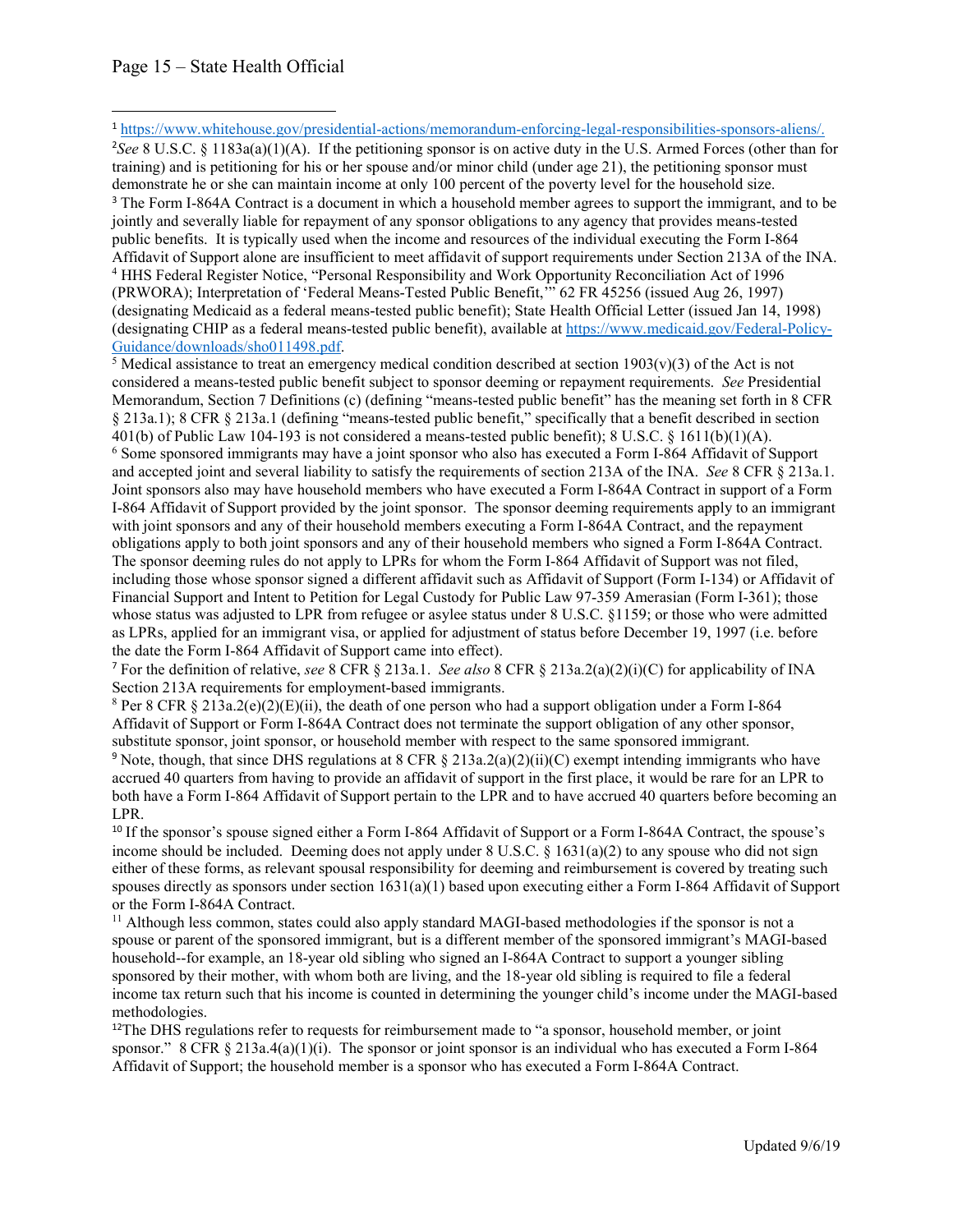[1] https://www.whitehouse.gov/presidential-actions/memorandum-enforcing-legal-responsibilities-sponsors-aliens/.

[2] *See* 8 U.S.C. § 1183a(a)(1)(A). If the petitioning sponsor is on active duty in the U.S. Armed Forces (other than for training) and is petitioning for his or her spouse and/or minor child (under age 21), the petitioning sponsor must demonstrate he or she can maintain income at only 100 percent of the poverty level for the household size.

[3] The Form I-864A Contract is a document in which a household member agrees to support the immigrant, and to be jointly and severally liable for repayment of any sponsor obligations to any agency that provides means-tested public benefits. It is typically used when the income and resources of the individual executing the Form I-864 Affidavit of Support alone are insufficient to meet affidavit of support requirements under Section 213A of the INA.

[4] HHS Federal Register Notice, "Personal Responsibility and Work Opportunity Reconciliation Act of 1996 (PRWORA); Interpretation of 'Federal Means-Tested Public Benefit,'" 62 FR 45256 (issued Aug 26, 1997) (designating Medicaid as a federal means-tested public benefit); State Health Official Letter (issued Jan 14, 1998) (designating CHIP as a federal means-tested public benefit), available at https://www.medicaid.gov/Federal-Policy-Guidance/downloads/sho011498.pdf.

[5] Medical assistance to treat an emergency medical condition described at section 1903(v)(3) of the Act is not considered a means-tested public benefit subject to sponsor deeming or repayment requirements. *See* Presidential Memorandum, Section 7 Definitions (c) (defining "means-tested public benefit" has the meaning set forth in 8 CFR § 213a.1); 8 CFR § 213a.1 (defining "means-tested public benefit," specifically that a benefit described in section 401(b) of Public Law 104-193 is not considered a means-tested public benefit); 8 U.S.C. § 1611(b)(1)(A).

[6] Some sponsored immigrants may have a joint sponsor who also has executed a Form I-864 Affidavit of Support and accepted joint and several liability to satisfy the requirements of section 213A of the INA. *See* 8 CFR § 213a.1. Joint sponsors also may have household members who have executed a Form I-864A Contract in support of a Form I-864 Affidavit of Support provided by the joint sponsor. The sponsor deeming requirements apply to an immigrant with joint sponsors and any of their household members executing a Form I-864A Contract, and the repayment obligations apply to both joint sponsors and any of their household members who signed a Form I-864A Contract. The sponsor deeming rules do not apply to LPRs for whom the Form I-864 Affidavit of Support was not filed, including those whose sponsor signed a different affidavit such as Affidavit of Support (Form I-134) or Affidavit of Financial Support and Intent to Petition for Legal Custody for Public Law 97-359 Amerasian (Form I-361); those whose status was adjusted to LPR from refugee or asylee status under 8 U.S.C. §1159; or those who were admitted as LPRs, applied for an immigrant visa, or applied for adjustment of status before December 19, 1997 (i.e. before the date the Form I-864 Affidavit of Support came into effect).

[7] For the definition of relative, *see* 8 CFR § 213a.1. *See also* 8 CFR § 213a.2(a)(2)(i)(C) for applicability of INA Section 213A requirements for employment-based immigrants.

[8] Per 8 CFR § 213a.2(e)(2)(E)(ii), the death of one person who had a support obligation under a Form I-864 Affidavit of Support or Form I-864A Contract does not terminate the support obligation of any other sponsor, substitute sponsor, joint sponsor, or household member with respect to the same sponsored immigrant.

[9] Note, though, that since DHS regulations at 8 CFR § 213a.2(a)(2)(ii)(C) exempt intending immigrants who have accrued 40 quarters from having to provide an affidavit of support in the first place, it would be rare for an LPR to both have a Form I-864 Affidavit of Support pertain to the LPR and to have accrued 40 quarters before becoming an LPR.

[10] If the sponsor's spouse signed either a Form I-864 Affidavit of Support or a Form I-864A Contract, the spouse's income should be included. Deeming does not apply under 8 U.S.C. § 1631(a)(2) to any spouse who did not sign either of these forms, as relevant spousal responsibility for deeming and reimbursement is covered by treating such spouses directly as sponsors under section 1631(a)(1) based upon executing either a Form I-864 Affidavit of Support or the Form I-864A Contract.

[11] Although less common, states could also apply standard MAGI-based methodologies if the sponsor is not a spouse or parent of the sponsored immigrant, but is a different member of the sponsored immigrant's MAGI-based household--for example, an 18-year old sibling who signed an I-864A Contract to support a younger sibling sponsored by their mother, with whom both are living, and the 18-year old sibling is required to file a federal income tax return such that his income is counted in determining the younger child's income under the MAGI-based methodologies.

[12] The DHS regulations refer to requests for reimbursement made to "a sponsor, household member, or joint sponsor." 8 CFR § 213a.4(a)(1)(i). The sponsor or joint sponsor is an individual who has executed a Form I-864 Affidavit of Support; the household member is a sponsor who has executed a Form I-864A Contract.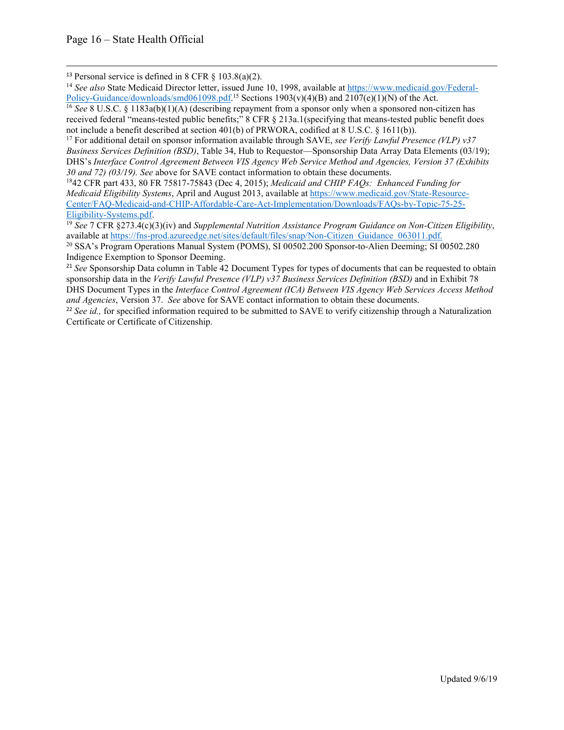[13] Personal service is defined in 8 CFR § 103.8(a)(2).

[14] *See also* State Medicaid Director letter, issued June 10, 1998, available at https://www.medicaid.gov/Federal-Policy-Guidance/downloads/smd061098.pdf.[15] Sections 1903(v)(4)(B) and 2107(e)(1)(N) of the Act.

[16] *See* 8 U.S.C. § 1183a(b)(1)(A) (describing repayment from a sponsor only when a sponsored non-citizen has received federal "means-tested public benefits;" 8 CFR § 213a.1(specifying that means-tested public benefit does not include a benefit described at section 401(b) of PRWORA, codified at 8 U.S.C. § 1611(b)).

[17] For additional detail on sponsor information available through SAVE, *see Verify Lawful Presence (VLP) v37 Business Services Definition (BSD)*, Table 34, Hub to Requestor—Sponsorship Data Array Data Elements (03/19); DHS's *Interface Control Agreement Between VIS Agency Web Service Method and Agencies, Version 37 (Exhibits 30 and 72) (03/19). See* above for SAVE contact information to obtain these documents.

[18] 42 CFR part 433, 80 FR 75817-75843 (Dec 4, 2015); *Medicaid and CHIP FAQs: Enhanced Funding for Medicaid Eligibility Systems*, April and August 2013, available at https://www.medicaid.gov/State-Resource-Center/FAQ-Medicaid-and-CHIP-Affordable-Care-Act-Implementation/Downloads/FAQs-by-Topic-75-25-Eligibility-Systems.pdf.

[19] *See* 7 CFR §273.4(c)(3)(iv) and *Supplemental Nutrition Assistance Program Guidance on Non-Citizen Eligibility*, available at https://fns-prod.azureedge.net/sites/default/files/snap/Non-Citizen_Guidance_063011.pdf.

[20] SSA's Program Operations Manual System (POMS), SI 00502.200 Sponsor-to-Alien Deeming; SI 00502.280 Indigence Exemption to Sponsor Deeming.

[21] *See* Sponsorship Data column in Table 42 Document Types for types of documents that can be requested to obtain sponsorship data in the *Verify Lawful Presence (VLP) v37 Business Services Definition (BSD)* and in Exhibit 78 DHS Document Types in the *Interface Control Agreement (ICA) Between VIS Agency Web Services Access Method and Agencies*, Version 37. *See* above for SAVE contact information to obtain these documents.

[22] *See id.,* for specified information required to be submitted to SAVE to verify citizenship through a Naturalization Certificate or Certificate of Citizenship.

Updated 9/6/19